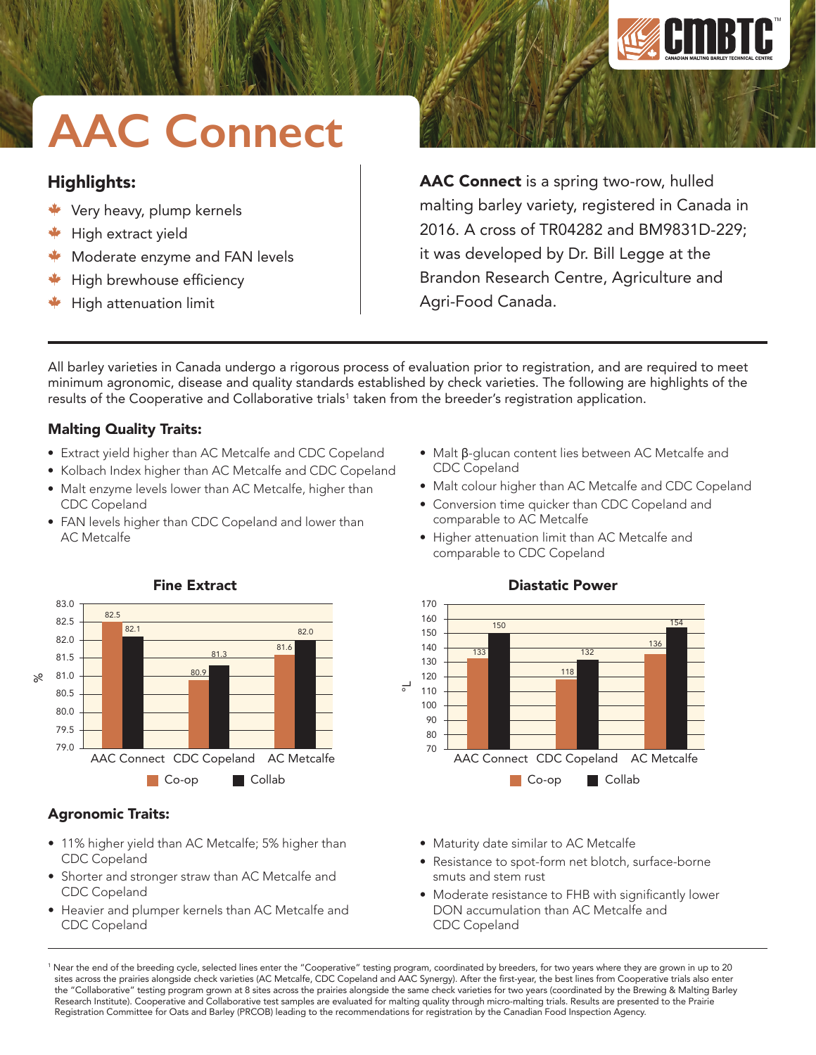# AAC Connect

## Highlights:

- Very heavy, plump kernels
- High extract yield
- Moderate enzyme and FAN levels
- High brewhouse efficiency
- High attenuation limit

**AAC Connect** is a spring two-row, hulled malting barley variety, registered in Canada in 2016. A cross of TR04282 and BM9831D-229; it was developed by Dr. Bill Legge at the Brandon Research Centre, Agriculture and Agri-Food Canada.

All barley varieties in Canada undergo a rigorous process of evaluation prior to registration, and are required to meet minimum agronomic, disease and quality standards established by check varieties. The following are highlights of the results of the Cooperative and Collaborative trials[1] taken from the breeder's registration application.

### Malting Quality Traits:

- Extract yield higher than AC Metcalfe and CDC Copeland
- Kolbach Index higher than AC Metcalfe and CDC Copeland
- Malt enzyme levels lower than AC Metcalfe, higher than CDC Copeland
- FAN levels higher than CDC Copeland and lower than AC Metcalfe
- Malt β-glucan content lies between AC Metcalfe and CDC Copeland
- Malt colour higher than AC Metcalfe and CDC Copeland
- Conversion time quicker than CDC Copeland and comparable to AC Metcalfe
- Higher attenuation limit than AC Metcalfe and comparable to CDC Copeland

**Fine Extract** (%)

| | Co-op | Collab |
|---|---|---|
| AAC Connect | 82.5 | 82.1 |
| CDC Copeland | 80.9 | 81.3 |
| AC Metcalfe | 81.6 | 82.0 |

**Diastatic Power** (°L)

| | Co-op | Collab |
|---|---|---|
| AAC Connect | 133 | 150 |
| CDC Copeland | 118 | 132 |
| AC Metcalfe | 136 | 154 |

### Agronomic Traits:

- 11% higher yield than AC Metcalfe; 5% higher than CDC Copeland
- Shorter and stronger straw than AC Metcalfe and CDC Copeland
- Heavier and plumper kernels than AC Metcalfe and CDC Copeland
- Maturity date similar to AC Metcalfe
- Resistance to spot-form net blotch, surface-borne smuts and stem rust
- Moderate resistance to FHB with significantly lower DON accumulation than AC Metcalfe and CDC Copeland

[1] Near the end of the breeding cycle, selected lines enter the "Cooperative" testing program, coordinated by breeders, for two years where they are grown in up to 20 sites across the prairies alongside check varieties (AC Metcalfe, CDC Copeland and AAC Synergy). After the first-year, the best lines from Cooperative trials also enter the "Collaborative" testing program grown at 8 sites across the prairies alongside the same check varieties for two years (coordinated by the Brewing & Malting Barley Research Institute). Cooperative and Collaborative test samples are evaluated for malting quality through micro-malting trials. Results are presented to the Prairie Registration Committee for Oats and Barley (PRCOB) leading to the recommendations for registration by the Canadian Food Inspection Agency.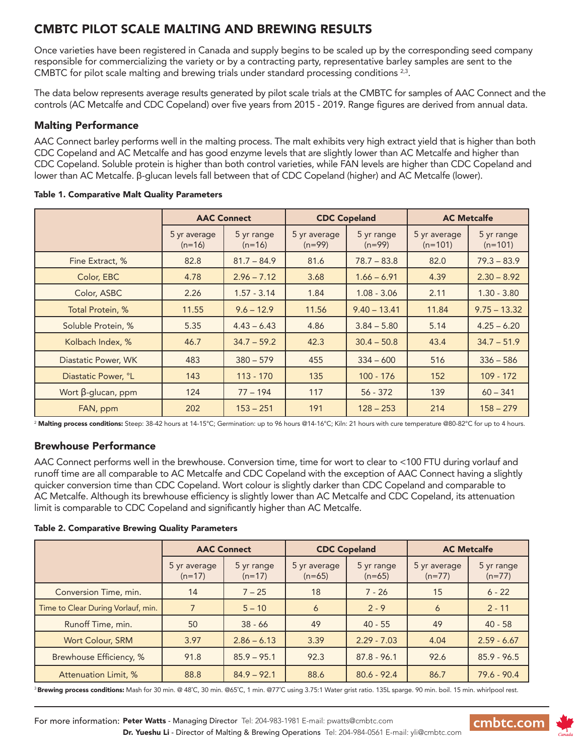## CMBTC PILOT SCALE MALTING AND BREWING RESULTS

Once varieties have been registered in Canada and supply begins to be scaled up by the corresponding seed company responsible for commercializing the variety or by a contracting party, representative barley samples are sent to the CMBTC for pilot scale malting and brewing trials under standard processing conditions [2,3].

The data below represents average results generated by pilot scale trials at the CMBTC for samples of AAC Connect and the controls (AC Metcalfe and CDC Copeland) over five years from 2015 - 2019. Range figures are derived from annual data.

### Malting Performance

AAC Connect barley performs well in the malting process. The malt exhibits very high extract yield that is higher than both CDC Copeland and AC Metcalfe and has good enzyme levels that are slightly lower than AC Metcalfe and higher than CDC Copeland. Soluble protein is higher than both control varieties, while FAN levels are higher than CDC Copeland and lower than AC Metcalfe. β-glucan levels fall between that of CDC Copeland (higher) and AC Metcalfe (lower).

**Table 1. Comparative Malt Quality Parameters**

| | AAC Connect | | CDC Copeland | | AC Metcalfe | |
|---|---|---|---|---|---|---|
| | 5 yr average (n=16) | 5 yr range (n=16) | 5 yr average (n=99) | 5 yr range (n=99) | 5 yr average (n=101) | 5 yr range (n=101) |
| Fine Extract, % | 82.8 | 81.7 – 84.9 | 81.6 | 78.7 – 83.8 | 82.0 | 79.3 – 83.9 |
| Color, EBC | 4.78 | 2.96 – 7.12 | 3.68 | 1.66 – 6.91 | 4.39 | 2.30 – 8.92 |
| Color, ASBC | 2.26 | 1.57 - 3.14 | 1.84 | 1.08 - 3.06 | 2.11 | 1.30 - 3.80 |
| Total Protein, % | 11.55 | 9.6 – 12.9 | 11.56 | 9.40 – 13.41 | 11.84 | 9.75 – 13.32 |
| Soluble Protein, % | 5.35 | 4.43 – 6.43 | 4.86 | 3.84 – 5.80 | 5.14 | 4.25 – 6.20 |
| Kolbach Index, % | 46.7 | 34.7 – 59.2 | 42.3 | 30.4 – 50.8 | 43.4 | 34.7 – 51.9 |
| Diastatic Power, WK | 483 | 380 – 579 | 455 | 334 – 600 | 516 | 336 – 586 |
| Diastatic Power, °L | 143 | 113 - 170 | 135 | 100 - 176 | 152 | 109 - 172 |
| Wort β-glucan, ppm | 124 | 77 – 194 | 117 | 56 - 372 | 139 | 60 – 341 |
| FAN, ppm | 202 | 153 – 251 | 191 | 128 – 253 | 214 | 158 – 279 |

[2] **Malting process conditions:** Steep: 38-42 hours at 14-15°C; Germination: up to 96 hours @14-16°C; Kiln: 21 hours with cure temperature @80-82°C for up to 4 hours.

### Brewhouse Performance

AAC Connect performs well in the brewhouse. Conversion time, time for wort to clear to <100 FTU during vorlauf and runoff time are all comparable to AC Metcalfe and CDC Copeland with the exception of AAC Connect having a slightly quicker conversion time than CDC Copeland. Wort colour is slightly darker than CDC Copeland and comparable to AC Metcalfe. Although its brewhouse efficiency is slightly lower than AC Metcalfe and CDC Copeland, its attenuation limit is comparable to CDC Copeland and significantly higher than AC Metcalfe.

**Table 2. Comparative Brewing Quality Parameters**

| | AAC Connect | | CDC Copeland | | AC Metcalfe | |
|---|---|---|---|---|---|---|
| | 5 yr average (n=17) | 5 yr range (n=17) | 5 yr average (n=65) | 5 yr range (n=65) | 5 yr average (n=77) | 5 yr range (n=77) |
| Conversion Time, min. | 14 | 7 – 25 | 18 | 7 - 26 | 15 | 6 - 22 |
| Time to Clear During Vorlauf, min. | 7 | 5 – 10 | 6 | 2 - 9 | 6 | 2 - 11 |
| Runoff Time, min. | 50 | 38 - 66 | 49 | 40 - 55 | 49 | 40 - 58 |
| Wort Colour, SRM | 3.97 | 2.86 – 6.13 | 3.39 | 2.29 - 7.03 | 4.04 | 2.59 - 6.67 |
| Brewhouse Efficiency, % | 91.8 | 85.9 – 95.1 | 92.3 | 87.8 - 96.1 | 92.6 | 85.9 - 96.5 |
| Attenuation Limit, % | 88.8 | 84.9 – 92.1 | 88.6 | 80.6 - 92.4 | 86.7 | 79.6 - 90.4 |

[3] **Brewing process conditions:** Mash for 30 min. @ 48°C, 30 min. @65°C, 1 min. @77°C using 3.75:1 Water grist ratio. 135L sparge. 90 min. boil. 15 min. whirlpool rest.

For more information: **Peter Watts** - Managing Director Tel: 204-983-1981 E-mail: pwatts@cmbtc.com
**Dr. Yueshu Li** - Director of Malting & Brewing Operations Tel: 204-984-0561 E-mail: yli@cmbtc.com

cmbtc.com